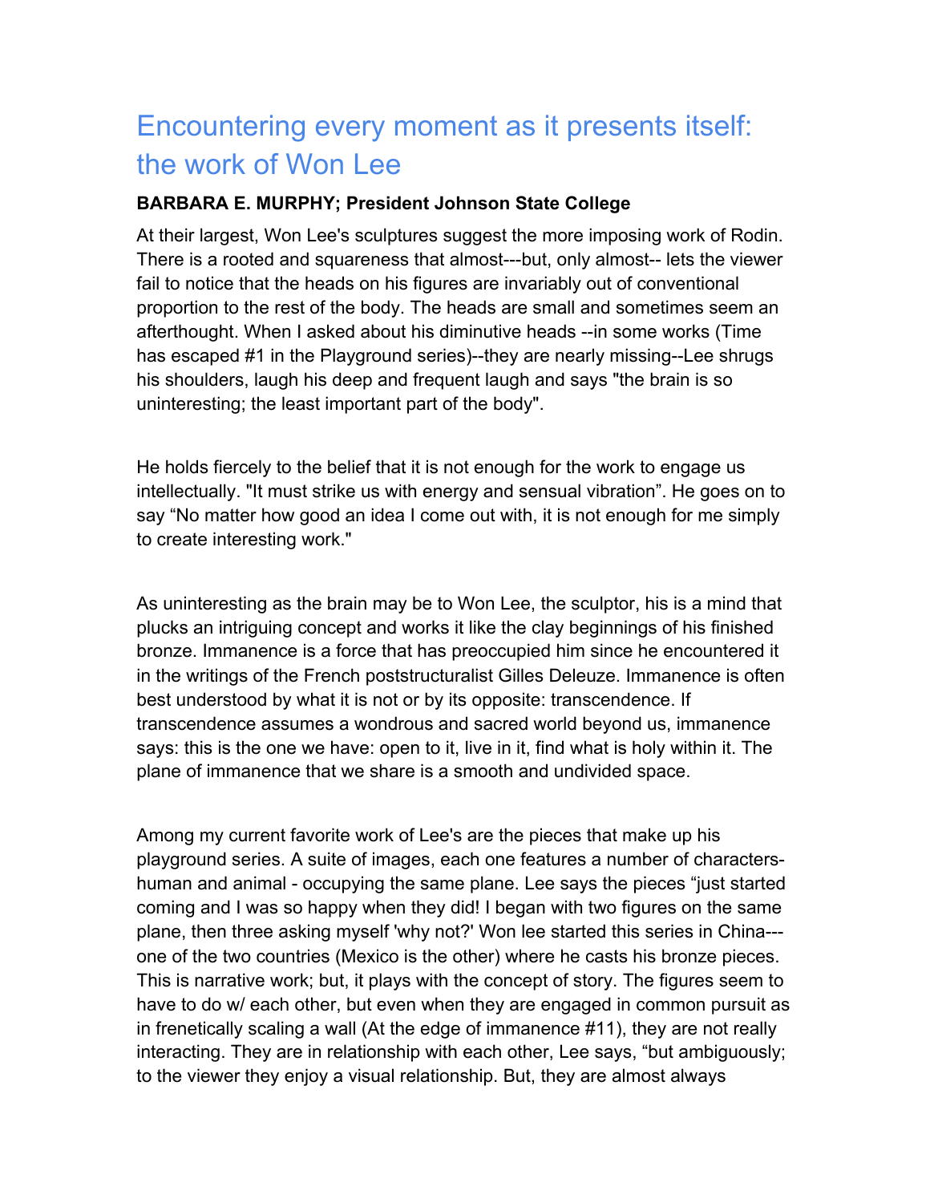# Encountering every moment as it presents itself: the work of Won Lee

**BARBARA E. MURPHY; President Johnson State College**

At their largest, Won Lee's sculptures suggest the more imposing work of Rodin. There is a rooted and squareness that almost---but, only almost-- lets the viewer fail to notice that the heads on his figures are invariably out of conventional proportion to the rest of the body. The heads are small and sometimes seem an afterthought. When I asked about his diminutive heads --in some works (Time has escaped #1 in the Playground series)--they are nearly missing--Lee shrugs his shoulders, laugh his deep and frequent laugh and says "the brain is so uninteresting; the least important part of the body".

He holds fiercely to the belief that it is not enough for the work to engage us intellectually. "It must strike us with energy and sensual vibration". He goes on to say "No matter how good an idea I come out with, it is not enough for me simply to create interesting work."

As uninteresting as the brain may be to Won Lee, the sculptor, his is a mind that plucks an intriguing concept and works it like the clay beginnings of his finished bronze. Immanence is a force that has preoccupied him since he encountered it in the writings of the French poststructuralist Gilles Deleuze. Immanence is often best understood by what it is not or by its opposite: transcendence. If transcendence assumes a wondrous and sacred world beyond us, immanence says: this is the one we have: open to it, live in it, find what is holy within it. The plane of immanence that we share is a smooth and undivided space.

Among my current favorite work of Lee's are the pieces that make up his playground series. A suite of images, each one features a number of characters- human and animal - occupying the same plane. Lee says the pieces "just started coming and I was so happy when they did! I began with two figures on the same plane, then three asking myself 'why not?' Won lee started this series in China--- one of the two countries (Mexico is the other) where he casts his bronze pieces. This is narrative work; but, it plays with the concept of story. The figures seem to have to do w/ each other, but even when they are engaged in common pursuit as in frenetically scaling a wall (At the edge of immanence #11), they are not really interacting. They are in relationship with each other, Lee says, "but ambiguously; to the viewer they enjoy a visual relationship. But, they are almost always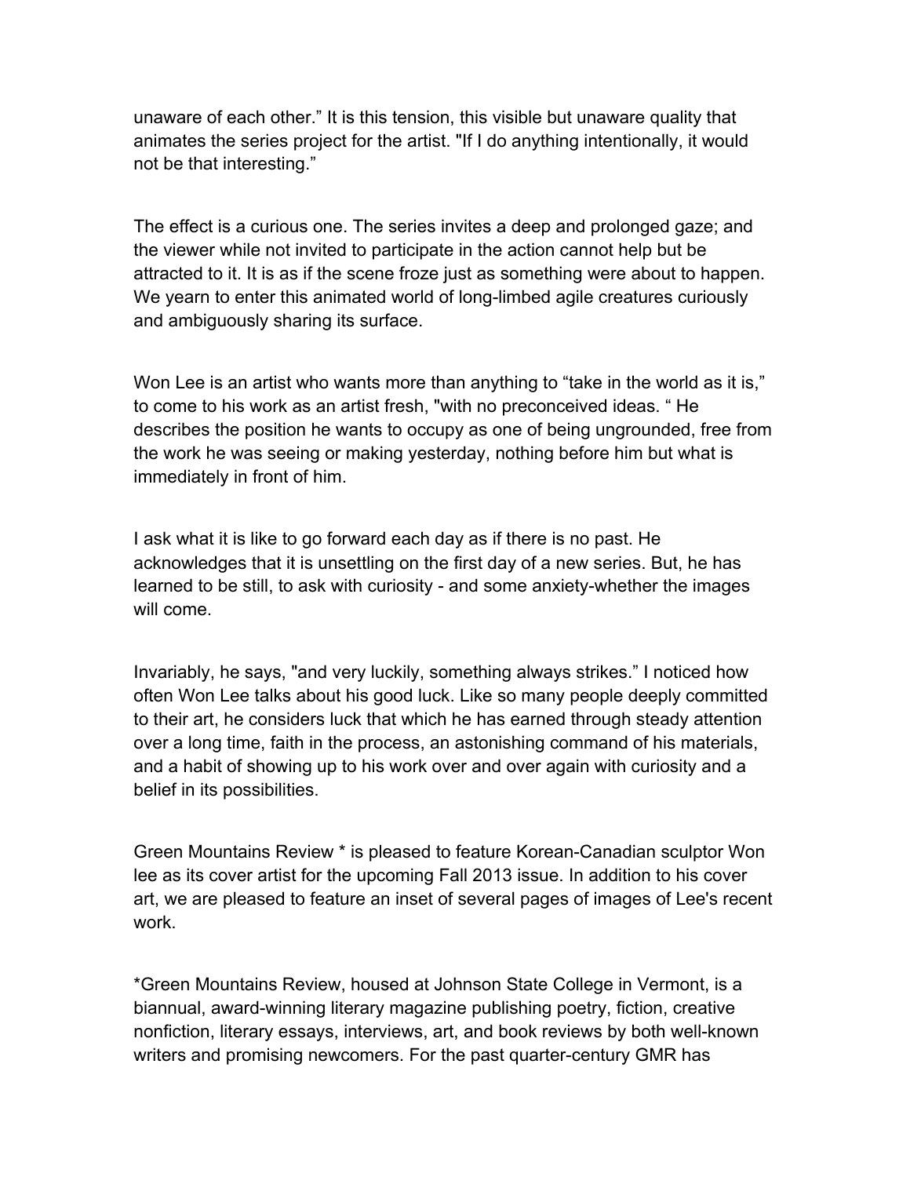unaware of each other." It is this tension, this visible but unaware quality that animates the series project for the artist. "If I do anything intentionally, it would not be that interesting."

The effect is a curious one. The series invites a deep and prolonged gaze; and the viewer while not invited to participate in the action cannot help but be attracted to it. It is as if the scene froze just as something were about to happen. We yearn to enter this animated world of long-limbed agile creatures curiously and ambiguously sharing its surface.

Won Lee is an artist who wants more than anything to "take in the world as it is," to come to his work as an artist fresh, "with no preconceived ideas. " He describes the position he wants to occupy as one of being ungrounded, free from the work he was seeing or making yesterday, nothing before him but what is immediately in front of him.

I ask what it is like to go forward each day as if there is no past. He acknowledges that it is unsettling on the first day of a new series. But, he has learned to be still, to ask with curiosity - and some anxiety-whether the images will come.

Invariably, he says, "and very luckily, something always strikes." I noticed how often Won Lee talks about his good luck. Like so many people deeply committed to their art, he considers luck that which he has earned through steady attention over a long time, faith in the process, an astonishing command of his materials, and a habit of showing up to his work over and over again with curiosity and a belief in its possibilities.

Green Mountains Review * is pleased to feature Korean-Canadian sculptor Won lee as its cover artist for the upcoming Fall 2013 issue. In addition to his cover art, we are pleased to feature an inset of several pages of images of Lee's recent work.

*Green Mountains Review, housed at Johnson State College in Vermont, is a biannual, award-winning literary magazine publishing poetry, fiction, creative nonfiction, literary essays, interviews, art, and book reviews by both well-known writers and promising newcomers. For the past quarter-century GMR has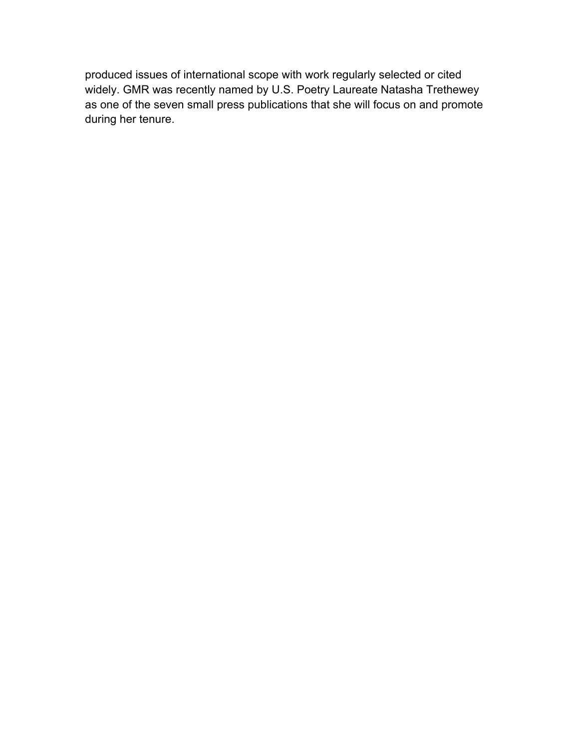produced issues of international scope with work regularly selected or cited widely. GMR was recently named by U.S. Poetry Laureate Natasha Trethewey as one of the seven small press publications that she will focus on and promote during her tenure.